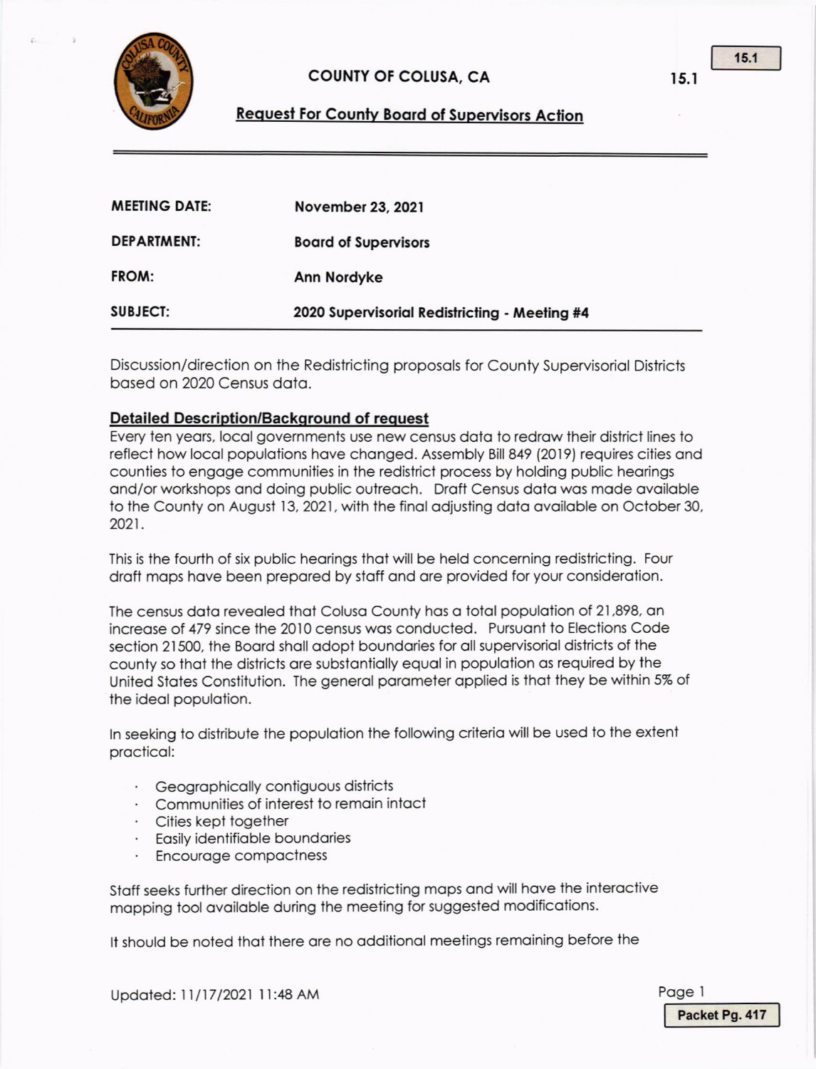# COUNTY OF COLUSA, CA

15.1

## Request For County Board of Supervisors Action

| | |
|---|---|
| **MEETING DATE:** | **November 23, 2021** |
| **DEPARTMENT:** | **Board of Supervisors** |
| **FROM:** | **Ann Nordyke** |
| **SUBJECT:** | **2020 Supervisorial Redistricting - Meeting #4** |

Discussion/direction on the Redistricting proposals for County Supervisorial Districts based on 2020 Census data.

### Detailed Description/Background of request

Every ten years, local governments use new census data to redraw their district lines to reflect how local populations have changed. Assembly Bill 849 (2019) requires cities and counties to engage communities in the redistrict process by holding public hearings and/or workshops and doing public outreach. Draft Census data was made available to the County on August 13, 2021, with the final adjusting data available on October 30, 2021.

This is the fourth of six public hearings that will be held concerning redistricting. Four draft maps have been prepared by staff and are provided for your consideration.

The census data revealed that Colusa County has a total population of 21,898, an increase of 479 since the 2010 census was conducted. Pursuant to Elections Code section 21500, the Board shall adopt boundaries for all supervisorial districts of the county so that the districts are substantially equal in population as required by the United States Constitution. The general parameter applied is that they be within 5% of the ideal population.

In seeking to distribute the population the following criteria will be used to the extent practical:

- Geographically contiguous districts
- Communities of interest to remain intact
- Cities kept together
- Easily identifiable boundaries
- Encourage compactness

Staff seeks further direction on the redistricting maps and will have the interactive mapping tool available during the meeting for suggested modifications.

It should be noted that there are no additional meetings remaining before the

Updated: 11/17/2021 11:48 AM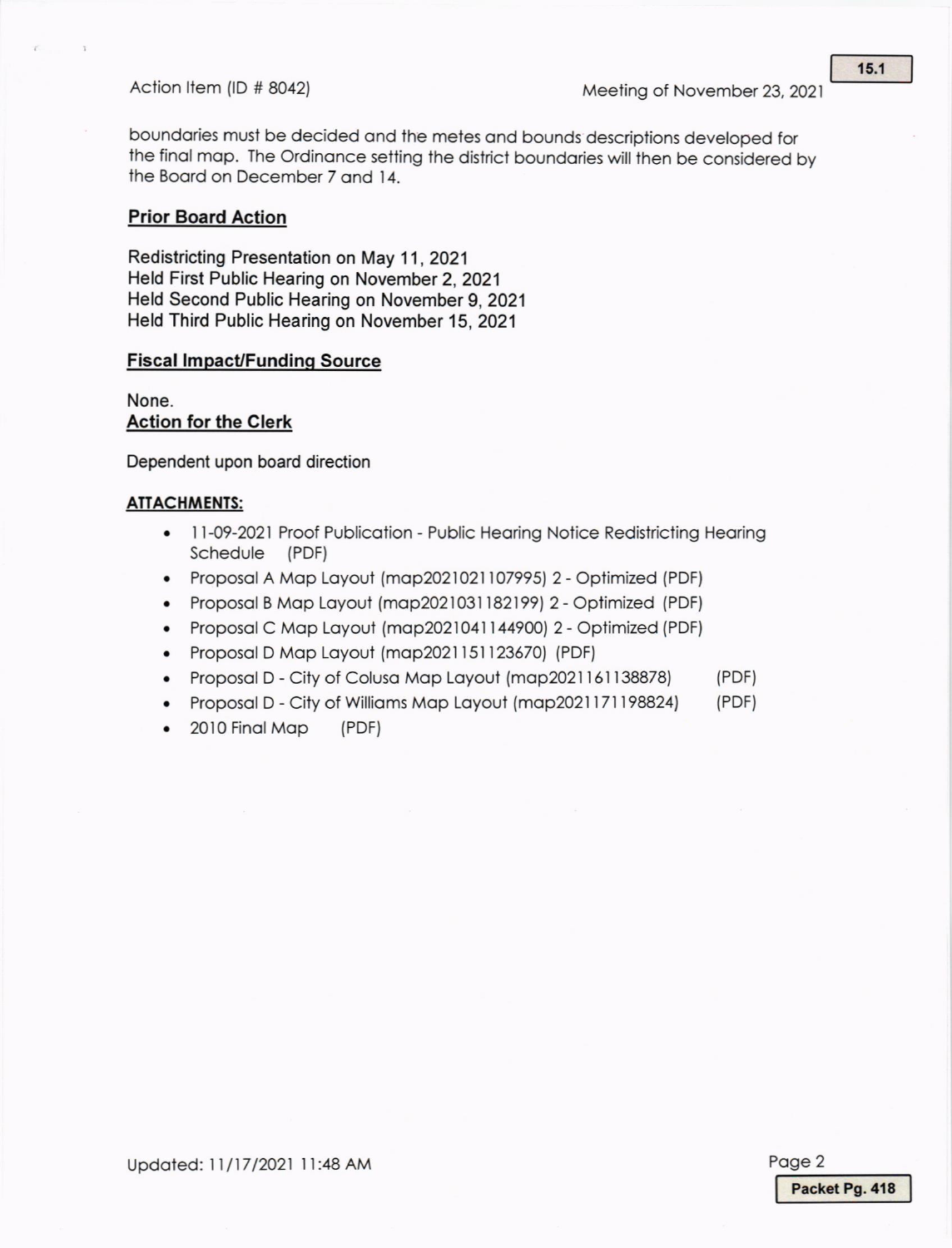boundaries must be decided and the metes and bounds descriptions developed for the final map. The Ordinance setting the district boundaries will then be considered by the Board on December 7 and 14.

## Prior Board Action

Redistricting Presentation on May 11, 2021
Held First Public Hearing on November 2, 2021
Held Second Public Hearing on November 9, 2021
Held Third Public Hearing on November 15, 2021

## Fiscal Impact/Funding Source

None.

## Action for the Clerk

Dependent upon board direction

## ATTACHMENTS:

- 11-09-2021 Proof Publication - Public Hearing Notice Redistricting Hearing Schedule (PDF)
- Proposal A Map Layout (map2021021107995) 2 - Optimized (PDF)
- Proposal B Map Layout (map2021031182199) 2 - Optimized (PDF)
- Proposal C Map Layout (map2021041144900) 2 - Optimized (PDF)
- Proposal D Map Layout (map2021151123670) (PDF)
- Proposal D - City of Colusa Map Layout (map2021161138878) (PDF)
- Proposal D - City of Williams Map Layout (map2021171198824) (PDF)
- 2010 Final Map (PDF)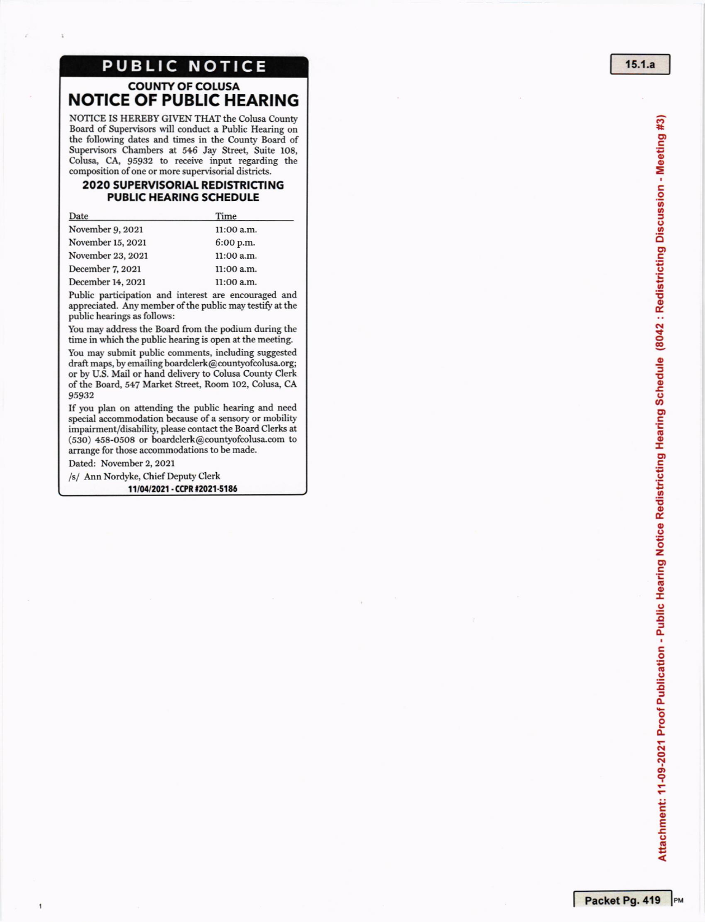# PUBLIC NOTICE

## COUNTY OF COLUSA

## NOTICE OF PUBLIC HEARING

NOTICE IS HEREBY GIVEN THAT the Colusa County Board of Supervisors will conduct a Public Hearing on the following dates and times in the County Board of Supervisors Chambers at 546 Jay Street, Suite 108, Colusa, CA, 95932 to receive input regarding the composition of one or more supervisorial districts.

### 2020 SUPERVISORIAL REDISTRICTING PUBLIC HEARING SCHEDULE

| Date | Time |
|---|---|
| November 9, 2021 | 11:00 a.m. |
| November 15, 2021 | 6:00 p.m. |
| November 23, 2021 | 11:00 a.m. |
| December 7, 2021 | 11:00 a.m. |
| December 14, 2021 | 11:00 a.m. |

Public participation and interest are encouraged and appreciated. Any member of the public may testify at the public hearings as follows:

You may address the Board from the podium during the time in which the public hearing is open at the meeting.

You may submit public comments, including suggested draft maps, by emailing boardclerk@countyofcolusa.org; or by U.S. Mail or hand delivery to Colusa County Clerk of the Board, 547 Market Street, Room 102, Colusa, CA 95932

If you plan on attending the public hearing and need special accommodation because of a sensory or mobility impairment/disability, please contact the Board Clerks at (530) 458-0508 or boardclerk@countyofcolusa.com to arrange for those accommodations to be made.

Dated: November 2, 2021

/s/ Ann Nordyke, Chief Deputy Clerk

**11/04/2021 - CCPR #2021-5186**

15.1.a

Attachment: 11-09-2021 Proof Publication - Public Hearing Notice Redistricting Hearing Schedule (8042 : Redistricting Discussion - Meeting #3)